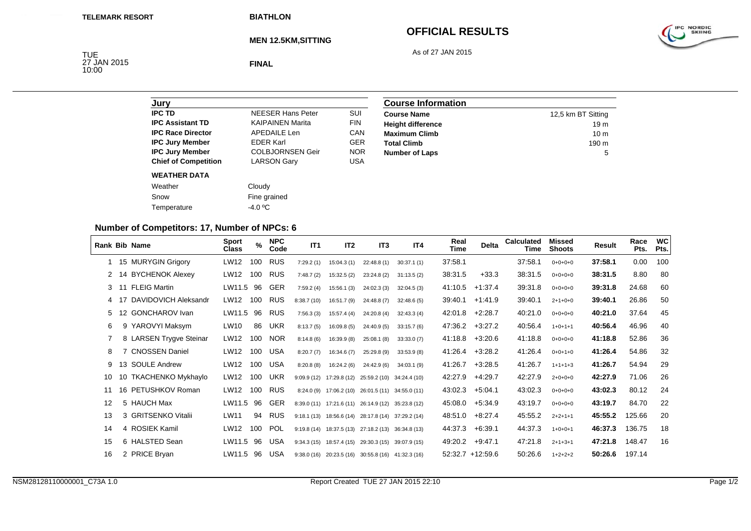TELEMARK RESORT

BIATHLON

# OFFICIAL RESULTS

## MEN 12.5KM,SITTING

As of 27 JAN 2015

TUE
27 JAN 2015
10:00

**FINAL**

| Jury | | |
|---|---|---|
| **IPC TD** | NEESER Hans Peter | SUI |
| **IPC Assistant TD** | KAIPAINEN Marita | FIN |
| **IPC Race Director** | APEDAILE Len | CAN |
| **IPC Jury Member** | EDER Karl | GER |
| **IPC Jury Member** | COLBJORNSEN Geir | NOR |
| **Chief of Competition** | LARSON Gary | USA |

**WEATHER DATA**

| | |
|---|---|
| Weather | Cloudy |
| Snow | Fine grained |
| Temperature | -4.0 ºC |

| Course Information | |
|---|---|
| **Course Name** | 12,5 km BT Sitting |
| **Height difference** | 19 m |
| **Maximum Climb** | 10 m |
| **Total Climb** | 190 m |
| **Number of Laps** | 5 |

### Number of Competitors: 17, Number of NPCs: 6

| Rank | Bib | Name | Sport Class | % | NPC Code | IT1 | IT2 | IT3 | IT4 | Real Time | Delta | Calculated Time | Missed Shoots | Result | Race Pts. | WC Pts. |
|---|---|---|---|---|---|---|---|---|---|---|---|---|---|---|---|---|
| 1 | 15 | MURYGIN Grigory | LW12 | 100 | RUS | 7:29.2 (1) | 15:04.3 (1) | 22:48.8 (1) | 30:37.1 (1) | 37:58.1 | | 37:58.1 | 0+0+0+0 | **37:58.1** | 0.00 | 100 |
| 2 | 14 | BYCHENOK Alexey | LW12 | 100 | RUS | 7:48.7 (2) | 15:32.5 (2) | 23:24.8 (2) | 31:13.5 (2) | 38:31.5 | +33.3 | 38:31.5 | 0+0+0+0 | **38:31.5** | 8.80 | 80 |
| 3 | 11 | FLEIG Martin | LW11.5 | 96 | GER | 7:59.2 (4) | 15:56.1 (3) | 24:02.3 (3) | 32:04.5 (3) | 41:10.5 | +1:37.4 | 39:31.8 | 0+0+0+0 | **39:31.8** | 24.68 | 60 |
| 4 | 17 | DAVIDOVICH Aleksandr | LW12 | 100 | RUS | 8:38.7 (10) | 16:51.7 (9) | 24:48.8 (7) | 32:48.6 (5) | 39:40.1 | +1:41.9 | 39:40.1 | 2+1+0+0 | **39:40.1** | 26.86 | 50 |
| 5 | 12 | GONCHAROV Ivan | LW11.5 | 96 | RUS | 7:56.3 (3) | 15:57.4 (4) | 24:20.8 (4) | 32:43.3 (4) | 42:01.8 | +2:28.7 | 40:21.0 | 0+0+0+0 | **40:21.0** | 37.64 | 45 |
| 6 | 9 | YAROVYI Maksym | LW10 | 86 | UKR | 8:13.7 (5) | 16:09.8 (5) | 24:40.9 (5) | 33:15.7 (6) | 47:36.2 | +3:27.2 | 40:56.4 | 1+0+1+1 | **40:56.4** | 46.96 | 40 |
| 7 | 8 | LARSEN Trygve Steinar | LW12 | 100 | NOR | 8:14.8 (6) | 16:39.9 (8) | 25:08.1 (8) | 33:33.0 (7) | 41:18.8 | +3:20.6 | 41:18.8 | 0+0+0+0 | **41:18.8** | 52.86 | 36 |
| 8 | 7 | CNOSSEN Daniel | LW12 | 100 | USA | 8:20.7 (7) | 16:34.6 (7) | 25:29.8 (9) | 33:53.9 (8) | 41:26.4 | +3:28.2 | 41:26.4 | 0+0+1+0 | **41:26.4** | 54.86 | 32 |
| 9 | 13 | SOULE Andrew | LW12 | 100 | USA | 8:20.8 (8) | 16:24.2 (6) | 24:42.9 (6) | 34:03.1 (9) | 41:26.7 | +3:28.5 | 41:26.7 | 1+1+1+3 | **41:26.7** | 54.94 | 29 |
| 10 | 10 | TKACHENKO Mykhaylo | LW12 | 100 | UKR | 9:09.9 (12) | 17:29.8 (12) | 25:59.2 (10) | 34:24.4 (10) | 42:27.9 | +4:29.7 | 42:27.9 | 2+0+0+0 | **42:27.9** | 71.06 | 26 |
| 11 | 16 | PETUSHKOV Roman | LW12 | 100 | RUS | 8:24.0 (9) | 17:06.2 (10) | 26:01.5 (11) | 34:55.0 (11) | 43:02.3 | +5:04.1 | 43:02.3 | 0+0+0+0 | **43:02.3** | 80.12 | 24 |
| 12 | 5 | HAUCH Max | LW11.5 | 96 | GER | 8:39.0 (11) | 17:21.6 (11) | 26:14.9 (12) | 35:23.8 (12) | 45:08.0 | +5:34.9 | 43:19.7 | 0+0+0+0 | **43:19.7** | 84.70 | 22 |
| 13 | 3 | GRITSENKO Vitalii | LW11 | 94 | RUS | 9:18.1 (13) | 18:56.6 (14) | 28:17.8 (14) | 37:29.2 (14) | 48:51.0 | +8:27.4 | 45:55.2 | 2+2+1+1 | **45:55.2** | 125.66 | 20 |
| 14 | 4 | ROSIEK Kamil | LW12 | 100 | POL | 9:19.8 (14) | 18:37.5 (13) | 27:18.2 (13) | 36:34.8 (13) | 44:37.3 | +6:39.1 | 44:37.3 | 1+0+0+1 | **46:37.3** | 136.75 | 18 |
| 15 | 6 | HALSTED Sean | LW11.5 | 96 | USA | 9:34.3 (15) | 18:57.4 (15) | 29:30.3 (15) | 39:07.9 (15) | 49:20.2 | +9:47.1 | 47:21.8 | 2+1+3+1 | **47:21.8** | 148.47 | 16 |
| 16 | 2 | PRICE Bryan | LW11.5 | 96 | USA | 9:38.0 (16) | 20:23.5 (16) | 30:55.8 (16) | 41:32.3 (16) | 52:32.7 | +12:59.6 | 50:26.6 | 1+2+2+2 | **50:26.6** | 197.14 | |

NSM28128110000001_C73A 1.0

Report Created TUE 27 JAN 2015 22:10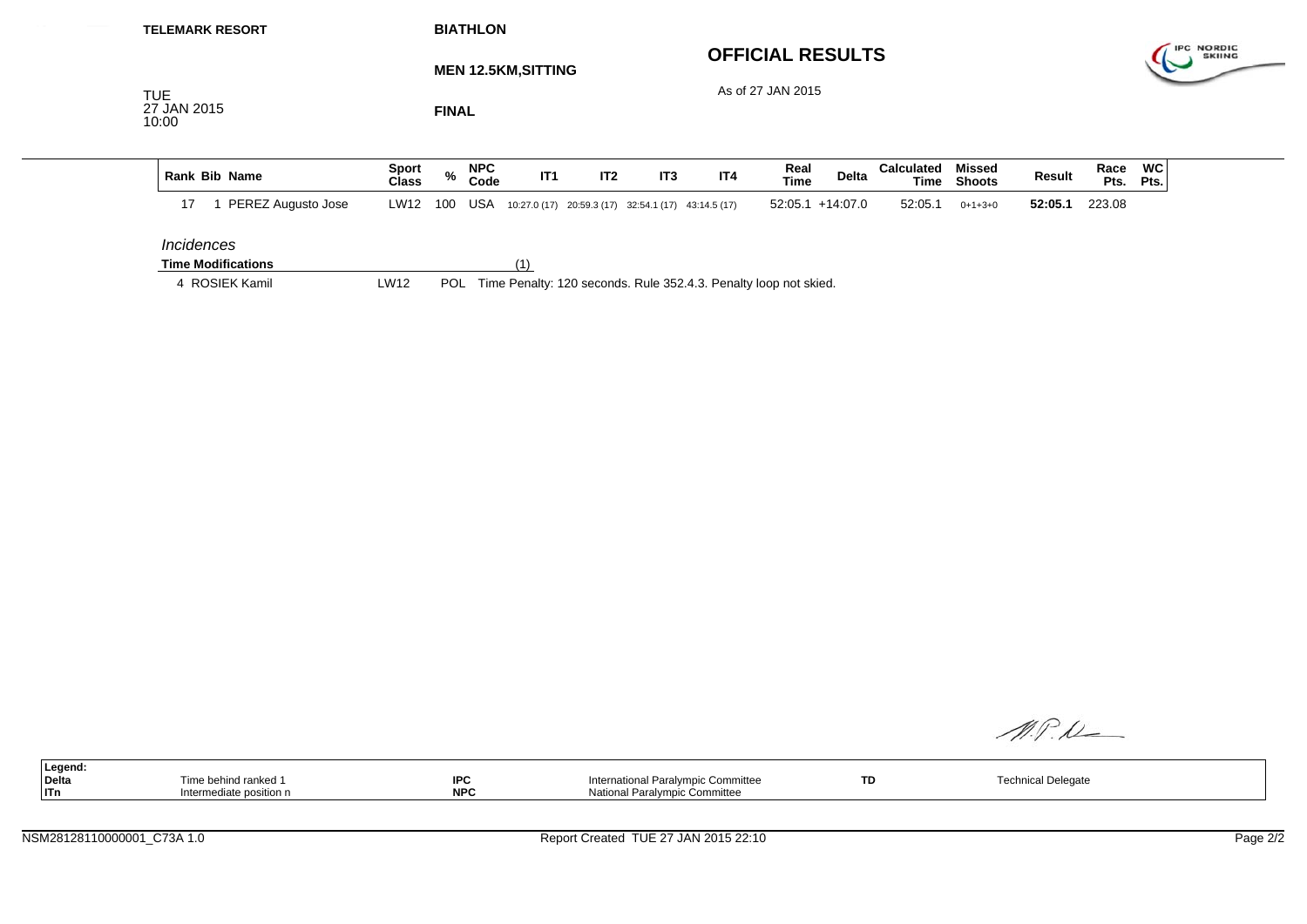TELEMARK RESORT

TUE
27 JAN 2015
10:00

**BIATHLON**

**MEN 12.5KM,SITTING**

**FINAL**

## OFFICIAL RESULTS

As of 27 JAN 2015

| Rank | Bib | Name | Sport Class | % | NPC Code | IT1 | IT2 | IT3 | IT4 | Real Time | Delta | Calculated Time | Missed Shoots | Result | Race Pts. | WC Pts. |
|---|---|---|---|---|---|---|---|---|---|---|---|---|---|---|---|---|
| 17 | 1 | PEREZ Augusto Jose | LW12 | 100 | USA | 10:27.0 (17) | 20:59.3 (17) | 32:54.1 (17) | 43:14.5 (17) | 52:05.1 | +14:07.0 | 52:05.1 | 0+1+3+0 | **52:05.1** | 223.08 | |

*Incidences*

**Time Modifications** (1)

4 ROSIEK Kamil LW12 POL Time Penalty: 120 seconds. Rule 352.4.3. Penalty loop not skied.

| Legend: | | | | | |
|---|---|---|---|---|---|
| Delta | Time behind ranked 1 | IPC | International Paralympic Committee | TD | Technical Delegate |
| ITn | Intermediate position n | NPC | National Paralympic Committee | | |

NSM28128110000001_C73A 1.0 Report Created TUE 27 JAN 2015 22:10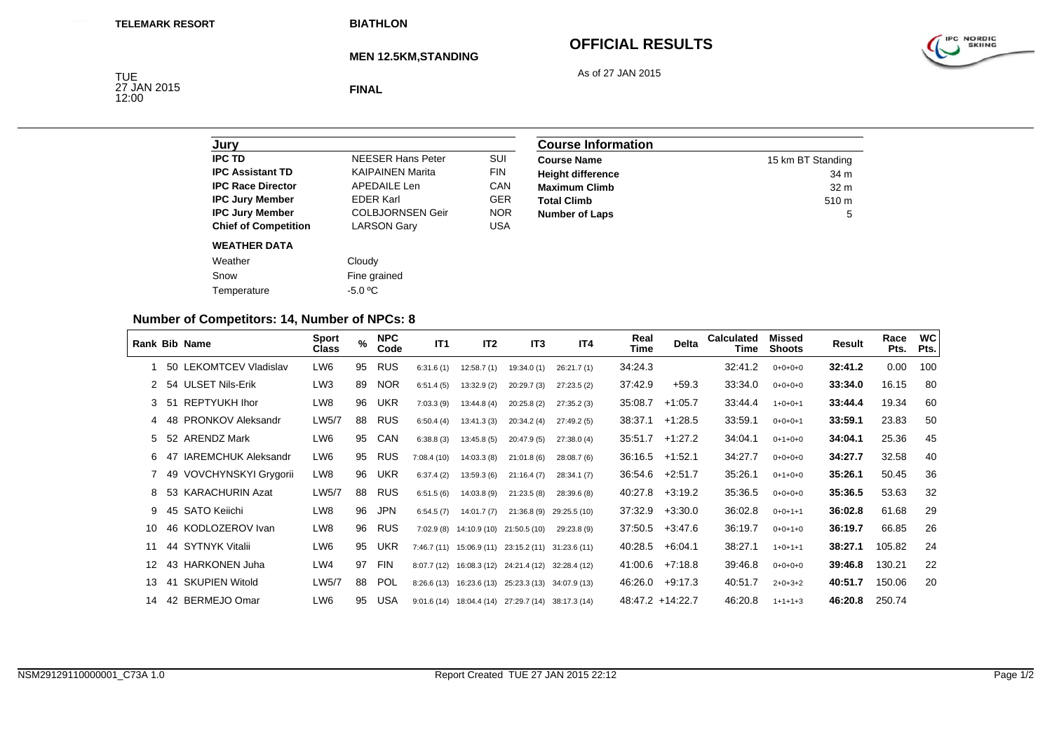TELEMARK RESORT

BIATHLON

MEN 12.5KM,STANDING

FINAL

# OFFICIAL RESULTS

As of 27 JAN 2015

TUE
27 JAN 2015
12:00

| Jury | | |
|---|---|---|
| **IPC TD** | NEESER Hans Peter | SUI |
| **IPC Assistant TD** | KAIPAINEN Marita | FIN |
| **IPC Race Director** | APEDAILE Len | CAN |
| **IPC Jury Member** | EDER Karl | GER |
| **IPC Jury Member** | COLBJORNSEN Geir | NOR |
| **Chief of Competition** | LARSON Gary | USA |

**WEATHER DATA**

| | |
|---|---|
| Weather | Cloudy |
| Snow | Fine grained |
| Temperature | -5.0 ºC |

| Course Information | |
|---|---|
| **Course Name** | 15 km BT Standing |
| **Height difference** | 34 m |
| **Maximum Climb** | 32 m |
| **Total Climb** | 510 m |
| **Number of Laps** | 5 |

## Number of Competitors: 14, Number of NPCs: 8

| Rank | Bib | Name | Sport Class | % | NPC Code | IT1 | IT2 | IT3 | IT4 | Real Time | Delta | Calculated Time | Missed Shoots | Result | Race Pts. | WC Pts. |
|---|---|---|---|---|---|---|---|---|---|---|---|---|---|---|---|---|
| 1 | 50 | LEKOMTCEV Vladislav | LW6 | 95 | RUS | 6:31.6 (1) | 12:58.7 (1) | 19:34.0 (1) | 26:21.7 (1) | 34:24.3 | | 32:41.2 | 0+0+0+0 | **32:41.2** | 0.00 | 100 |
| 2 | 54 | ULSET Nils-Erik | LW3 | 89 | NOR | 6:51.4 (5) | 13:32.9 (2) | 20:29.7 (3) | 27:23.5 (2) | 37:42.9 | +59.3 | 33:34.0 | 0+0+0+0 | **33:34.0** | 16.15 | 80 |
| 3 | 51 | REPTYUKH Ihor | LW8 | 96 | UKR | 7:03.3 (9) | 13:44.8 (4) | 20:25.8 (2) | 27:35.2 (3) | 35:08.7 | +1:05.7 | 33:44.4 | 1+0+0+1 | **33:44.4** | 19.34 | 60 |
| 4 | 48 | PRONKOV Aleksandr | LW5/7 | 88 | RUS | 6:50.4 (4) | 13:41.3 (3) | 20:34.2 (4) | 27:49.2 (5) | 38:37.1 | +1:28.5 | 33:59.1 | 0+0+0+1 | **33:59.1** | 23.83 | 50 |
| 5 | 52 | ARENDZ Mark | LW6 | 95 | CAN | 6:38.8 (3) | 13:45.8 (5) | 20:47.9 (5) | 27:38.0 (4) | 35:51.7 | +1:27.2 | 34:04.1 | 0+1+0+0 | **34:04.1** | 25.36 | 45 |
| 6 | 47 | IAREMCHUK Aleksandr | LW6 | 95 | RUS | 7:08.4 (10) | 14:03.3 (8) | 21:01.8 (6) | 28:08.7 (6) | 36:16.5 | +1:52.1 | 34:27.7 | 0+0+0+0 | **34:27.7** | 32.58 | 40 |
| 7 | 49 | VOVCHYNSKYI Grygorii | LW8 | 96 | UKR | 6:37.4 (2) | 13:59.3 (6) | 21:16.4 (7) | 28:34.1 (7) | 36:54.6 | +2:51.7 | 35:26.1 | 0+1+0+0 | **35:26.1** | 50.45 | 36 |
| 8 | 53 | KARACHURIN Azat | LW5/7 | 88 | RUS | 6:51.5 (6) | 14:03.8 (9) | 21:23.5 (8) | 28:39.6 (8) | 40:27.8 | +3:19.2 | 35:36.5 | 0+0+0+0 | **35:36.5** | 53.63 | 32 |
| 9 | 45 | SATO Keiichi | LW8 | 96 | JPN | 6:54.5 (7) | 14:01.7 (7) | 21:36.8 (9) | 29:25.5 (10) | 37:32.9 | +3:30.0 | 36:02.8 | 0+0+1+1 | **36:02.8** | 61.68 | 29 |
| 10 | 46 | KODLOZEROV Ivan | LW8 | 96 | RUS | 7:02.9 (8) | 14:10.9 (10) | 21:50.5 (10) | 29:23.8 (9) | 37:50.5 | +3:47.6 | 36:19.7 | 0+0+1+0 | **36:19.7** | 66.85 | 26 |
| 11 | 44 | SYTNYK Vitalii | LW6 | 95 | UKR | 7:46.7 (11) | 15:06.9 (11) | 23:15.2 (11) | 31:23.6 (11) | 40:28.5 | +6:04.1 | 38:27.1 | 1+0+1+1 | **38:27.1** | 105.82 | 24 |
| 12 | 43 | HARKONEN Juha | LW4 | 97 | FIN | 8:07.7 (12) | 16:08.3 (12) | 24:21.4 (12) | 32:28.4 (12) | 41:00.6 | +7:18.8 | 39:46.8 | 0+0+0+0 | **39:46.8** | 130.21 | 22 |
| 13 | 41 | SKUPIEN Witold | LW5/7 | 88 | POL | 8:26.6 (13) | 16:23.6 (13) | 25:23.3 (13) | 34:07.9 (13) | 46:26.0 | +9:17.3 | 40:51.7 | 2+0+3+2 | **40:51.7** | 150.06 | 20 |
| 14 | 42 | BERMEJO Omar | LW6 | 95 | USA | 9:01.6 (14) | 18:04.4 (14) | 27:29.7 (14) | 38:17.3 (14) | 48:47.2 | +14:22.7 | 46:20.8 | 1+1+1+3 | **46:20.8** | 250.74 | |

NSM29129110000001_C73A 1.0

Report Created TUE 27 JAN 2015 22:12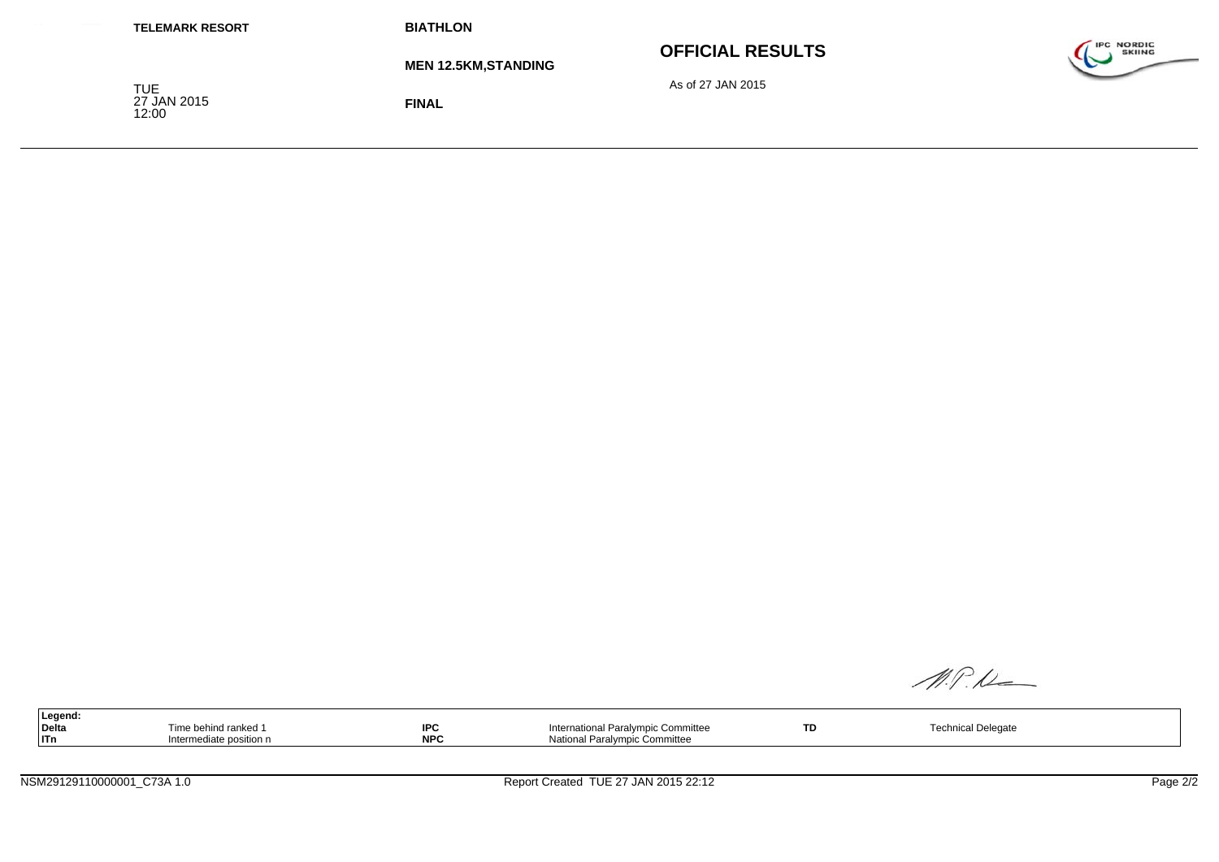TELEMARK RESORT

TUE
27 JAN 2015
12:00

**BIATHLON**

**MEN 12.5KM,STANDING**

**FINAL**

# OFFICIAL RESULTS

As of 27 JAN 2015

| Legend: | | | | | |
|---|---|---|---|---|---|
| **Delta** | Time behind ranked 1 | **IPC** | International Paralympic Committee | **TD** | Technical Delegate |
| **ITn** | Intermediate position n | **NPC** | National Paralympic Committee | | |

NSM29129110000001_C73A 1.0

Report Created TUE 27 JAN 2015 22:12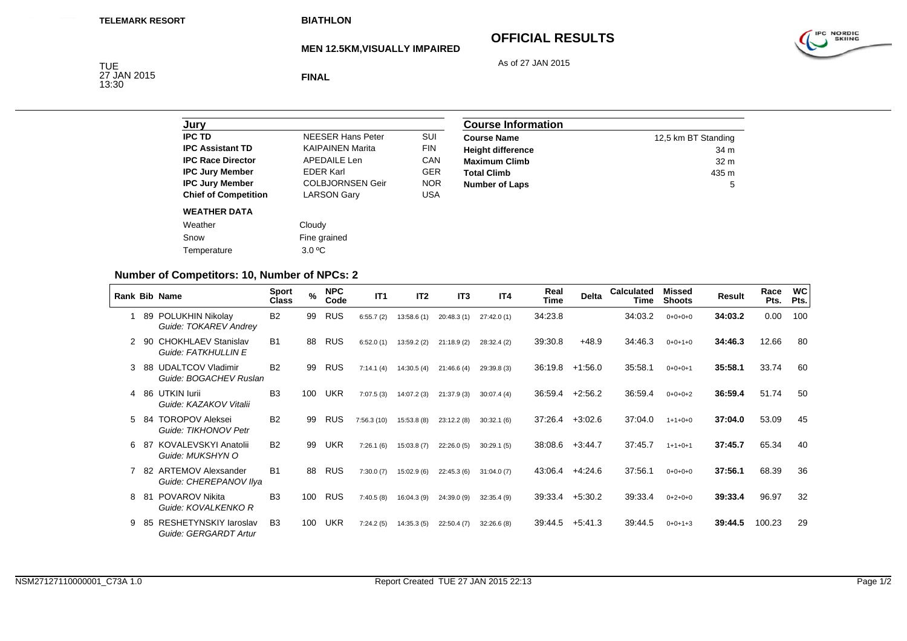TELEMARK RESORT

BIATHLON

**MEN 12.5KM,VISUALLY IMPAIRED**

**FINAL**

# OFFICIAL RESULTS

As of 27 JAN 2015

TUE
27 JAN 2015
13:30

| Jury | | |
|---|---|---|
| **IPC TD** | NEESER Hans Peter | SUI |
| **IPC Assistant TD** | KAIPAINEN Marita | FIN |
| **IPC Race Director** | APEDAILE Len | CAN |
| **IPC Jury Member** | EDER Karl | GER |
| **IPC Jury Member** | COLBJORNSEN Geir | NOR |
| **Chief of Competition** | LARSON Gary | USA |

**WEATHER DATA**

| | |
|---|---|
| Weather | Cloudy |
| Snow | Fine grained |
| Temperature | 3.0 ºC |

| Course Information | |
|---|---|
| **Course Name** | 12,5 km BT Standing |
| **Height difference** | 34 m |
| **Maximum Climb** | 32 m |
| **Total Climb** | 435 m |
| **Number of Laps** | 5 |

### Number of Competitors: 10, Number of NPCs: 2

| Rank | Bib | Name | Sport Class | % | NPC Code | IT1 | IT2 | IT3 | IT4 | Real Time | Delta | Calculated Time | Missed Shoots | Result | Race Pts. | WC Pts. |
|---|---|---|---|---|---|---|---|---|---|---|---|---|---|---|---|---|
| 1 | 89 | POLUKHIN Nikolay<br>*Guide: TOKAREV Andrey* | B2 | 99 | RUS | 6:55.7 (2) | 13:58.6 (1) | 20:48.3 (1) | 27:42.0 (1) | 34:23.8 | | 34:03.2 | 0+0+0+0 | **34:03.2** | 0.00 | 100 |
| 2 | 90 | CHOKHLAEV Stanislav<br>*Guide: FATKHULLIN E* | B1 | 88 | RUS | 6:52.0 (1) | 13:59.2 (2) | 21:18.9 (2) | 28:32.4 (2) | 39:30.8 | +48.9 | 34:46.3 | 0+0+1+0 | **34:46.3** | 12.66 | 80 |
| 3 | 88 | UDALTCOV Vladimir<br>*Guide: BOGACHEV Ruslan* | B2 | 99 | RUS | 7:14.1 (4) | 14:30.5 (4) | 21:46.6 (4) | 29:39.8 (3) | 36:19.8 | +1:56.0 | 35:58.1 | 0+0+0+1 | **35:58.1** | 33.74 | 60 |
| 4 | 86 | UTKIN Iurii<br>*Guide: KAZAKOV Vitalii* | B3 | 100 | UKR | 7:07.5 (3) | 14:07.2 (3) | 21:37.9 (3) | 30:07.4 (4) | 36:59.4 | +2:56.2 | 36:59.4 | 0+0+0+2 | **36:59.4** | 51.74 | 50 |
| 5 | 84 | TOROPOV Aleksei<br>*Guide: TIKHONOV Petr* | B2 | 99 | RUS | 7:56.3 (10) | 15:53.8 (8) | 23:12.2 (8) | 30:32.1 (6) | 37:26.4 | +3:02.6 | 37:04.0 | 1+1+0+0 | **37:04.0** | 53.09 | 45 |
| 6 | 87 | KOVALEVSKYI Anatolii<br>*Guide: MUKSHYN O* | B2 | 99 | UKR | 7:26.1 (6) | 15:03.8 (7) | 22:26.0 (5) | 30:29.1 (5) | 38:08.6 | +3:44.7 | 37:45.7 | 1+1+0+1 | **37:45.7** | 65.34 | 40 |
| 7 | 82 | ARTEMOV Alexsander<br>*Guide: CHEREPANOV Ilya* | B1 | 88 | RUS | 7:30.0 (7) | 15:02.9 (6) | 22:45.3 (6) | 31:04.0 (7) | 43:06.4 | +4:24.6 | 37:56.1 | 0+0+0+0 | **37:56.1** | 68.39 | 36 |
| 8 | 81 | POVAROV Nikita<br>*Guide: KOVALKENKO R* | B3 | 100 | RUS | 7:40.5 (8) | 16:04.3 (9) | 24:39.0 (9) | 32:35.4 (9) | 39:33.4 | +5:30.2 | 39:33.4 | 0+2+0+0 | **39:33.4** | 96.97 | 32 |
| 9 | 85 | RESHETYNSKIY Iaroslav<br>*Guide: GERGARDT Artur* | B3 | 100 | UKR | 7:24.2 (5) | 14:35.3 (5) | 22:50.4 (7) | 32:26.6 (8) | 39:44.5 | +5:41.3 | 39:44.5 | 0+0+1+3 | **39:44.5** | 100.23 | 29 |

NSM27127110000001_C73A 1.0

Report Created TUE 27 JAN 2015 22:13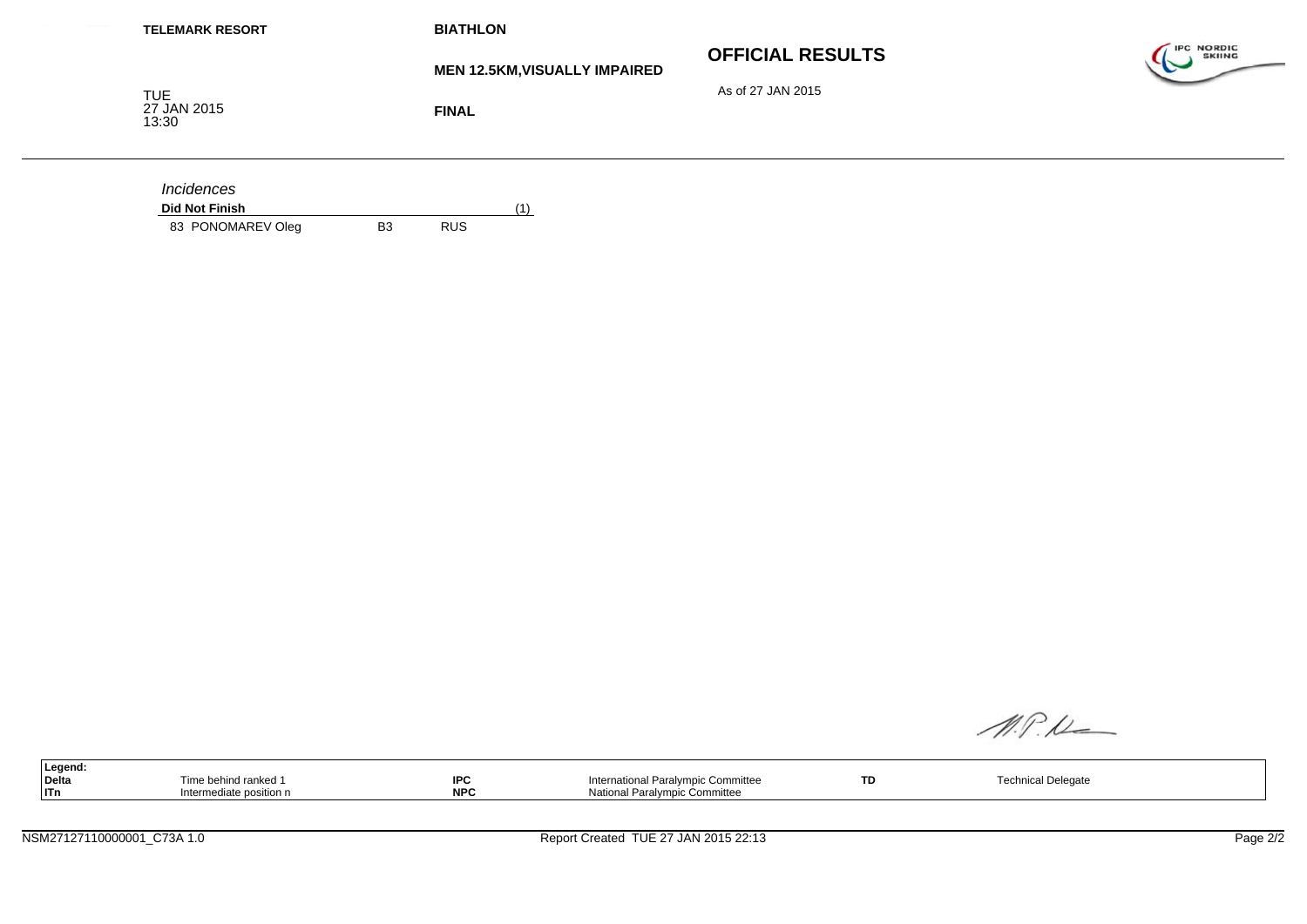*Incidences*

| Did Not Finish | | | (1) |
|---|---|---|---|
| 83 PONOMAREV Oleg | B3 | RUS | |

| Legend: | | | | | |
|---|---|---|---|---|---|
| Delta | Time behind ranked 1 | IPC | International Paralympic Committee | TD | Technical Delegate |
| ITn | Intermediate position n | NPC | National Paralympic Committee | | |